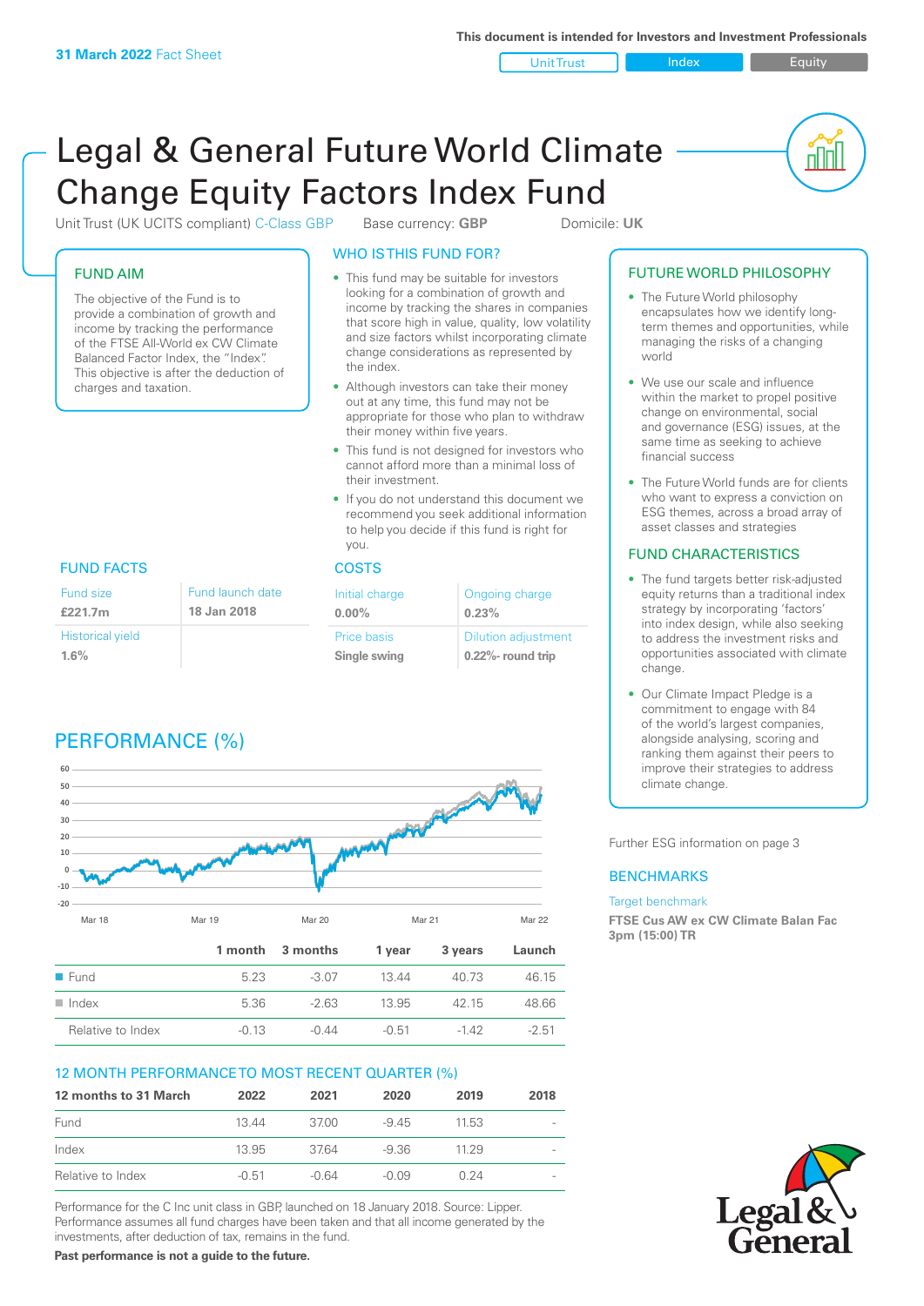31 March 2022 Fact Sheet

This document is intended for Investors and Investment Professionals

Unit Trust | Index | Equity

# Legal & General Future World Climate Change Equity Factors Index Fund

Unit Trust (UK UCITS compliant) C-Class GBP    Base currency: **GBP**    Domicile: **UK**

## FUND AIM

The objective of the Fund is to provide a combination of growth and income by tracking the performance of the FTSE All-World ex CW Climate Balanced Factor Index, the "Index". This objective is after the deduction of charges and taxation.

## WHO IS THIS FUND FOR?

- This fund may be suitable for investors looking for a combination of growth and income by tracking the shares in companies that score high in value, quality, low volatility and size factors whilst incorporating climate change considerations as represented by the index.
- Although investors can take their money out at any time, this fund may not be appropriate for those who plan to withdraw their money within five years.
- This fund is not designed for investors who cannot afford more than a minimal loss of their investment.
- If you do not understand this document we recommend you seek additional information to help you decide if this fund is right for you.

## FUTURE WORLD PHILOSOPHY

- The Future World philosophy encapsulates how we identify long-term themes and opportunities, while managing the risks of a changing world
- We use our scale and influence within the market to propel positive change on environmental, social and governance (ESG) issues, at the same time as seeking to achieve financial success
- The Future World funds are for clients who want to express a conviction on ESG themes, across a broad array of asset classes and strategies

## FUND CHARACTERISTICS

- The fund targets better risk-adjusted equity returns than a traditional index strategy by incorporating 'factors' into index design, while also seeking to address the investment risks and opportunities associated with climate change.
- Our Climate Impact Pledge is a commitment to engage with 84 of the world's largest companies, alongside analysing, scoring and ranking them against their peers to improve their strategies to address climate change.

## FUND FACTS

| Fund size | Fund launch date |
|---|---|
| **£221.7m** | **18 Jan 2018** |
| Historical yield | |
| **1.6%** | |

## COSTS

| Initial charge | Ongoing charge |
|---|---|
| **0.00%** | **0.23%** |
| Price basis | Dilution adjustment |
| **Single swing** | **0.22%- round trip** |

## PERFORMANCE (%)

| | 1 month | 3 months | 1 year | 3 years | Launch |
|---|---|---|---|---|---|
| Fund | 5.23 | -3.07 | 13.44 | 40.73 | 46.15 |
| Index | 5.36 | -2.63 | 13.95 | 42.15 | 48.66 |
| Relative to Index | -0.13 | -0.44 | -0.51 | -1.42 | -2.51 |

## 12 MONTH PERFORMANCE TO MOST RECENT QUARTER (%)

| 12 months to 31 March | 2022 | 2021 | 2020 | 2019 | 2018 |
|---|---|---|---|---|---|
| Fund | 13.44 | 37.00 | -9.45 | 11.53 | - |
| Index | 13.95 | 37.64 | -9.36 | 11.29 | - |
| Relative to Index | -0.51 | -0.64 | -0.09 | 0.24 | - |

Performance for the C Inc unit class in GBP, launched on 18 January 2018. Source: Lipper. Performance assumes all fund charges have been taken and that all income generated by the investments, after deduction of tax, remains in the fund.

**Past performance is not a guide to the future.**

Further ESG information on page 3

## BENCHMARKS

Target benchmark

**FTSE Cus AW ex CW Climate Balan Fac 3pm (15:00) TR**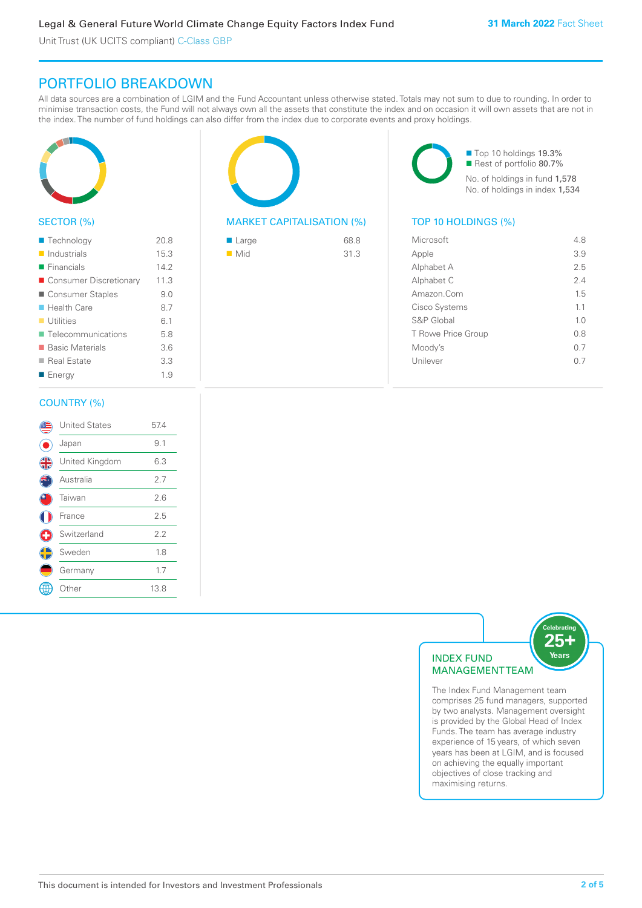## PORTFOLIO BREAKDOWN

All data sources are a combination of LGIM and the Fund Accountant unless otherwise stated. Totals may not sum to due to rounding. In order to minimise transaction costs, the Fund will not always own all the assets that constitute the index and on occasion it will own assets that are not in the index. The number of fund holdings can also differ from the index due to corporate events and proxy holdings.

### SECTOR (%)

| Sector | % |
|---|---|
| Technology | 20.8 |
| Industrials | 15.3 |
| Financials | 14.2 |
| Consumer Discretionary | 11.3 |
| Consumer Staples | 9.0 |
| Health Care | 8.7 |
| Utilities | 6.1 |
| Telecommunications | 5.8 |
| Basic Materials | 3.6 |
| Real Estate | 3.3 |
| Energy | 1.9 |

### MARKET CAPITALISATION (%)

| Market Capitalisation | % |
|---|---|
| Large | 68.8 |
| Mid | 31.3 |

- Top 10 holdings 19.3%
- Rest of portfolio 80.7%

No. of holdings in fund 1,578
No. of holdings in index 1,534

### TOP 10 HOLDINGS (%)

| Holding | % |
|---|---|
| Microsoft | 4.8 |
| Apple | 3.9 |
| Alphabet A | 2.5 |
| Alphabet C | 2.4 |
| Amazon.Com | 1.5 |
| Cisco Systems | 1.1 |
| S&P Global | 1.0 |
| T Rowe Price Group | 0.8 |
| Moody's | 0.7 |
| Unilever | 0.7 |

### COUNTRY (%)

| Country | % |
|---|---|
| United States | 57.4 |
| Japan | 9.1 |
| United Kingdom | 6.3 |
| Australia | 2.7 |
| Taiwan | 2.6 |
| France | 2.5 |
| Switzerland | 2.2 |
| Sweden | 1.8 |
| Germany | 1.7 |
| Other | 13.8 |

### INDEX FUND MANAGEMENT TEAM

Celebrating 25+ Years

The Index Fund Management team comprises 25 fund managers, supported by two analysts. Management oversight is provided by the Global Head of Index Funds. The team has average industry experience of 15 years, of which seven years has been at LGIM, and is focused on achieving the equally important objectives of close tracking and maximising returns.

This document is intended for Investors and Investment Professionals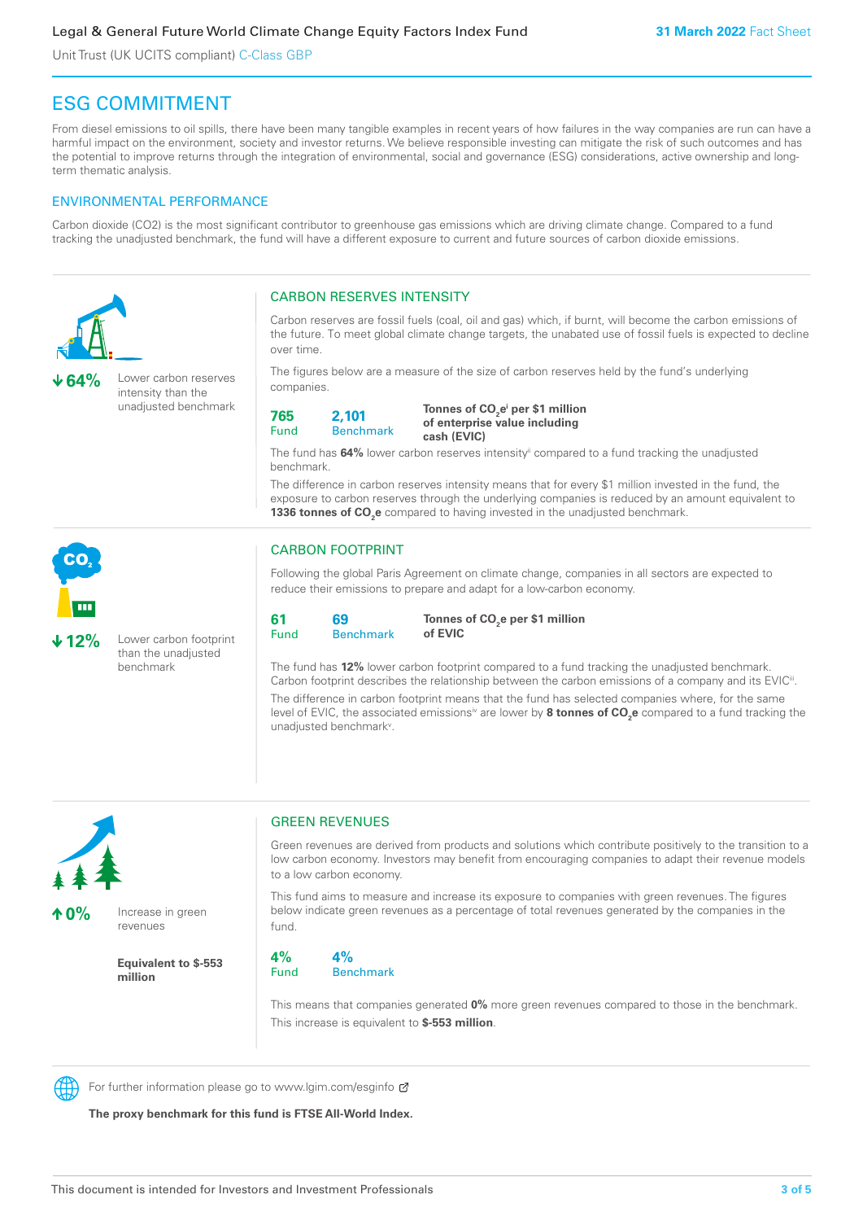# ESG COMMITMENT

From diesel emissions to oil spills, there have been many tangible examples in recent years of how failures in the way companies are run can have a harmful impact on the environment, society and investor returns. We believe responsible investing can mitigate the risk of such outcomes and has the potential to improve returns through the integration of environmental, social and governance (ESG) considerations, active ownership and long-term thematic analysis.

## ENVIRONMENTAL PERFORMANCE

Carbon dioxide (CO2) is the most significant contributor to greenhouse gas emissions which are driving climate change. Compared to a fund tracking the unadjusted benchmark, the fund will have a different exposure to current and future sources of carbon dioxide emissions.

**↓64%** Lower carbon reserves intensity than the unadjusted benchmark

### CARBON RESERVES INTENSITY

Carbon reserves are fossil fuels (coal, oil and gas) which, if burnt, will become the carbon emissions of the future. To meet global climate change targets, the unabated use of fossil fuels is expected to decline over time.

The figures below are a measure of the size of carbon reserves held by the fund's underlying companies.

| Fund | Benchmark | |
|---|---|---|
| 765 | 2,101 | **Tonnes of $CO_2e$[i] per \$1 million of enterprise value including cash (EVIC)** |

The fund has **64%** lower carbon reserves intensity[ii] compared to a fund tracking the unadjusted benchmark.

The difference in carbon reserves intensity means that for every \$1 million invested in the fund, the exposure to carbon reserves through the underlying companies is reduced by an amount equivalent to **1336 tonnes of $CO_2e$** compared to having invested in the unadjusted benchmark.

**↓12%** Lower carbon footprint than the unadjusted benchmark

### CARBON FOOTPRINT

Following the global Paris Agreement on climate change, companies in all sectors are expected to reduce their emissions to prepare and adapt for a low-carbon economy.

| Fund | Benchmark | |
|---|---|---|
| 61 | 69 | **Tonnes of $CO_2e$ per \$1 million of EVIC** |

The fund has **12%** lower carbon footprint compared to a fund tracking the unadjusted benchmark. Carbon footprint describes the relationship between the carbon emissions of a company and its EVIC[iii].

The difference in carbon footprint means that the fund has selected companies where, for the same level of EVIC, the associated emissions[iv] are lower by **8 tonnes of $CO_2e$** compared to a fund tracking the unadjusted benchmark[v].

**↑0%** Increase in green revenues

**Equivalent to \$-553 million**

### GREEN REVENUES

Green revenues are derived from products and solutions which contribute positively to the transition to a low carbon economy. Investors may benefit from encouraging companies to adapt their revenue models to a low carbon economy.

This fund aims to measure and increase its exposure to companies with green revenues. The figures below indicate green revenues as a percentage of total revenues generated by the companies in the fund.

| Fund | Benchmark |
|---|---|
| 4% | 4% |

This means that companies generated **0%** more green revenues compared to those in the benchmark. This increase is equivalent to **\$-553 million**.

For further information please go to www.lgim.com/esginfo

**The proxy benchmark for this fund is FTSE All-World Index.**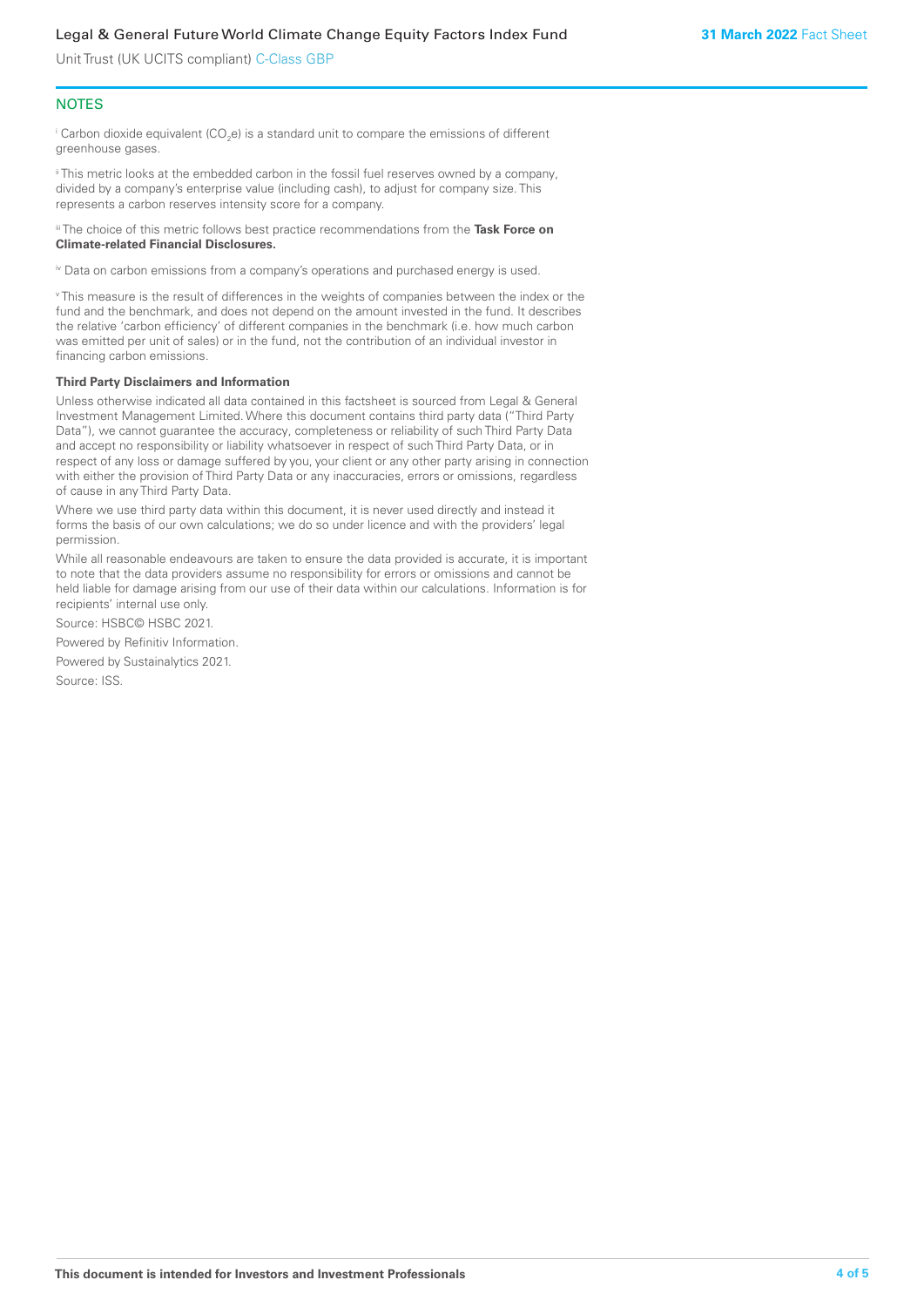## NOTES

[i] Carbon dioxide equivalent ($CO_2e$) is a standard unit to compare the emissions of different greenhouse gases.

[ii] This metric looks at the embedded carbon in the fossil fuel reserves owned by a company, divided by a company's enterprise value (including cash), to adjust for company size. This represents a carbon reserves intensity score for a company.

[iii] The choice of this metric follows best practice recommendations from the **Task Force on Climate-related Financial Disclosures.**

[iv] Data on carbon emissions from a company's operations and purchased energy is used.

[v] This measure is the result of differences in the weights of companies between the index or the fund and the benchmark, and does not depend on the amount invested in the fund. It describes the relative 'carbon efficiency' of different companies in the benchmark (i.e. how much carbon was emitted per unit of sales) or in the fund, not the contribution of an individual investor in financing carbon emissions.

**Third Party Disclaimers and Information**

Unless otherwise indicated all data contained in this factsheet is sourced from Legal & General Investment Management Limited. Where this document contains third party data ("Third Party Data"), we cannot guarantee the accuracy, completeness or reliability of such Third Party Data and accept no responsibility or liability whatsoever in respect of such Third Party Data, or in respect of any loss or damage suffered by you, your client or any other party arising in connection with either the provision of Third Party Data or any inaccuracies, errors or omissions, regardless of cause in any Third Party Data.

Where we use third party data within this document, it is never used directly and instead it forms the basis of our own calculations; we do so under licence and with the providers' legal permission.

While all reasonable endeavours are taken to ensure the data provided is accurate, it is important to note that the data providers assume no responsibility for errors or omissions and cannot be held liable for damage arising from our use of their data within our calculations. Information is for recipients' internal use only.

Source: HSBC© HSBC 2021.

Powered by Refinitiv Information.

Powered by Sustainalytics 2021.

Source: ISS.

**This document is intended for Investors and Investment Professionals**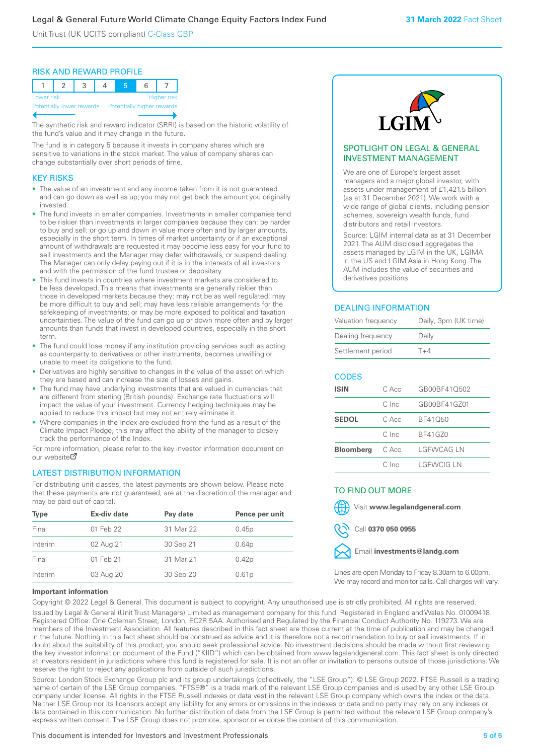## RISK AND REWARD PROFILE

| 1 | 2 | 3 | 4 | 5 | 6 | 7 |
|---|---|---|---|---|---|---|

Lower risk — Higher risk

Potentially lower rewards — Potentially higher rewards

The synthetic risk and reward indicator (SRRI) is based on the historic volatility of the fund's value and it may change in the future.

The fund is in category 5 because it invests in company shares which are sensitive to variations in the stock market. The value of company shares can change substantially over short periods of time.

## KEY RISKS

- The value of an investment and any income taken from it is not guaranteed and can go down as well as up; you may not get back the amount you originally invested.
- The fund invests in smaller companies. Investments in smaller companies tend to be riskier than investments in larger companies because they can: be harder to buy and sell; or go up and down in value more often and by larger amounts, especially in the short term. In times of market uncertainty or if an exceptional amount of withdrawals are requested it may become less easy for your fund to sell investments and the Manager may defer withdrawals, or suspend dealing. The Manager can only delay paying out if it is in the interests of all investors and with the permission of the fund trustee or depositary.
- This fund invests in countries where investment markets are considered to be less developed. This means that investments are generally riskier than those in developed markets because they: may not be as well regulated; may be more difficult to buy and sell; may have less reliable arrangements for the safekeeping of investments; or may be more exposed to political and taxation uncertainties. The value of the fund can go up or down more often and by larger amounts than funds that invest in developed countries, especially in the short term.
- The fund could lose money if any institution providing services such as acting as counterparty to derivatives or other instruments, becomes unwilling or unable to meet its obligations to the fund.
- Derivatives are highly sensitive to changes in the value of the asset on which they are based and can increase the size of losses and gains.
- The fund may have underlying investments that are valued in currencies that are different from sterling (British pounds). Exchange rate fluctuations will impact the value of your investment. Currency hedging techniques may be applied to reduce this impact but may not entirely eliminate it.
- Where companies in the Index are excluded from the fund as a result of the Climate Impact Pledge, this may affect the ability of the manager to closely track the performance of the Index.

For more information, please refer to the key investor information document on our website

## LATEST DISTRIBUTION INFORMATION

For distributing unit classes, the latest payments are shown below. Please note that these payments are not guaranteed, are at the discretion of the manager and may be paid out of capital.

| Type | Ex-div date | Pay date | Pence per unit |
|---|---|---|---|
| Final | 01 Feb 22 | 31 Mar 22 | 0.45p |
| Interim | 02 Aug 21 | 30 Sep 21 | 0.64p |
| Final | 01 Feb 21 | 31 Mar 21 | 0.42p |
| Interim | 03 Aug 20 | 30 Sep 20 | 0.61p |

## SPOTLIGHT ON LEGAL & GENERAL INVESTMENT MANAGEMENT

We are one of Europe's largest asset managers and a major global investor, with assets under management of £1,421.5 billion (as at 31 December 2021). We work with a wide range of global clients, including pension schemes, sovereign wealth funds, fund distributors and retail investors.

Source: LGIM internal data as at 31 December 2021. The AUM disclosed aggregates the assets managed by LGIM in the UK, LGIMA in the US and LGIM Asia in Hong Kong. The AUM includes the value of securities and derivatives positions.

## DEALING INFORMATION

| | |
|---|---|
| Valuation frequency | Daily, 3pm (UK time) |
| Dealing frequency | Daily |
| Settlement period | T+4 |

## CODES

| | | |
|---|---|---|
| **ISIN** | C Acc | GB00BF41Q502 |
| | C Inc | GB00BF41GZ01 |
| **SEDOL** | C Acc | BF41Q50 |
| | C Inc | BF41GZ0 |
| **Bloomberg** | C Acc | LGFWCAG LN |
| | C Inc | LGFWCIG LN |

## TO FIND OUT MORE

Visit **www.legalandgeneral.com**

Call **0370 050 0955**

Email **investments@landg.com**

Lines are open Monday to Friday 8.30am to 6.00pm. We may record and monitor calls. Call charges will vary.

**Important information**

Copyright © 2022 Legal & General. This document is subject to copyright. Any unauthorised use is strictly prohibited. All rights are reserved.

Issued by Legal & General (Unit Trust Managers) Limited as management company for this fund. Registered in England and Wales No. 01009418. Registered Office: One Coleman Street, London, EC2R 5AA. Authorised and Regulated by the Financial Conduct Authority No. 119273. We are members of the Investment Association. All features described in this fact sheet are those current at the time of publication and may be changed in the future. Nothing in this fact sheet should be construed as advice and it is therefore not a recommendation to buy or sell investments. If in doubt about the suitability of this product, you should seek professional advice. No investment decisions should be made without first reviewing the key investor information document of the Fund ("KIID") which can be obtained from www.legalandgeneral.com. This fact sheet is only directed at investors resident in jurisdictions where this fund is registered for sale. It is not an offer or invitation to persons outside of those jurisdictions. We reserve the right to reject any applications from outside of such jurisdictions.

Source: London Stock Exchange Group plc and its group undertakings (collectively, the "LSE Group"). © LSE Group 2022. FTSE Russell is a trading name of certain of the LSE Group companies. "FTSE®" is a trade mark of the relevant LSE Group companies and is used by any other LSE Group company under license. All rights in the FTSE Russell indexes or data vest in the relevant LSE Group company which owns the index or the data. Neither LSE Group nor its licensors accept any liability for any errors or omissions in the indexes or data and no party may rely on any indexes or data contained in this communication. No further distribution of data from the LSE Group is permitted without the relevant LSE Group company's express written consent. The LSE Group does not promote, sponsor or endorse the content of this communication.

This document is intended for Investors and Investment Professionals